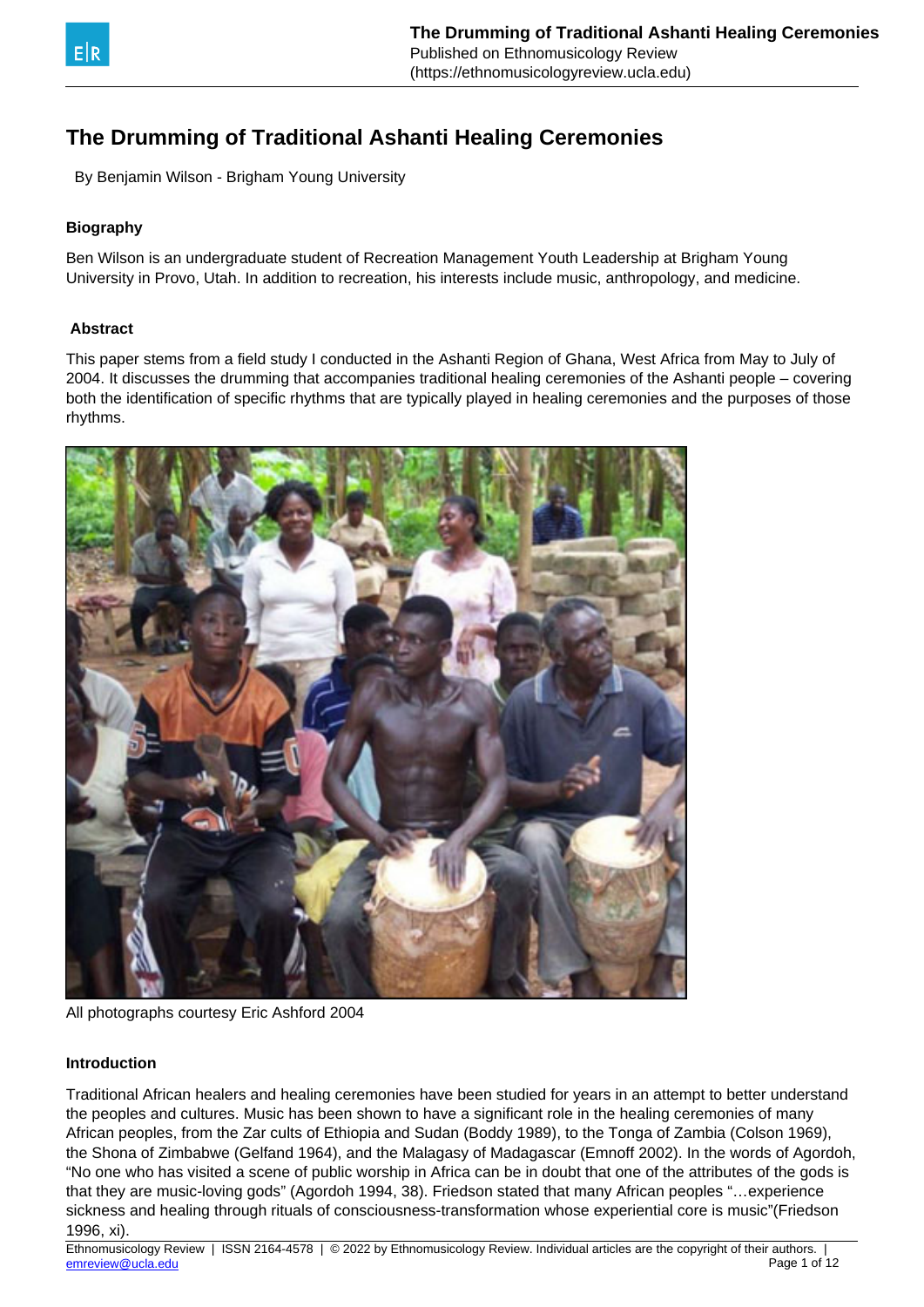# The Drumming of Traditional Ashanti Healing Ceremonies

By Benjamin Wilson - Brigham Young University

### Biography

Ben Wilson is an undergraduate student of Recreation Management Youth Leadership at Brigham Young University in Provo, Utah. In addition to recreation, his interests include music, anthropology, and medicine.

### Abstract

This paper stems from a field study I conducted in the Ashanti Region of Ghana, West Africa from May to July of 2004. It discusses the drumming that accompanies traditional healing ceremonies of the Ashanti people – covering both the identification of specific rhythms that are typically played in healing ceremonies and the purposes of those rhythms.

All photographs courtesy Eric Ashford 2004

### Introduction

Traditional African healers and healing ceremonies have been studied for years in an attempt to better understand the peoples and cultures. Music has been shown to have a significant role in the healing ceremonies of many African peoples, from the Zar cults of Ethiopia and Sudan (Boddy 1989), to the Tonga of Zambia (Colson 1969), the Shona of Zimbabwe (Gelfand 1964), and the Malagasy of Madagascar (Emnoff 2002). In the words of Agordoh, "No one who has visited a scene of public worship in Africa can be in doubt that one of the attributes of the gods is that they are music-loving gods" (Agordoh 1994, 38). Friedson stated that many African peoples "…experience sickness and healing through rituals of consciousness-transformation whose experiential core is music"(Friedson 1996, xi).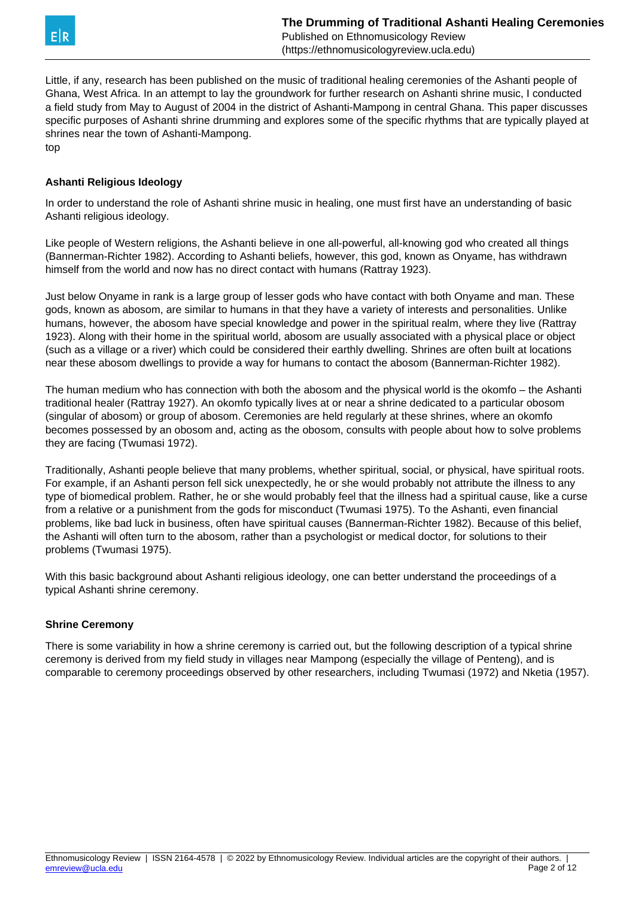Little, if any, research has been published on the music of traditional healing ceremonies of the Ashanti people of Ghana, West Africa. In an attempt to lay the groundwork for further research on Ashanti shrine music, I conducted a field study from May to August of 2004 in the district of Ashanti-Mampong in central Ghana. This paper discusses specific purposes of Ashanti shrine drumming and explores some of the specific rhythms that are typically played at shrines near the town of Ashanti-Mampong.

top

### Ashanti Religious Ideology

In order to understand the role of Ashanti shrine music in healing, one must first have an understanding of basic Ashanti religious ideology.

Like people of Western religions, the Ashanti believe in one all-powerful, all-knowing god who created all things (Bannerman-Richter 1982). According to Ashanti beliefs, however, this god, known as Onyame, has withdrawn himself from the world and now has no direct contact with humans (Rattray 1923).

Just below Onyame in rank is a large group of lesser gods who have contact with both Onyame and man. These gods, known as abosom, are similar to humans in that they have a variety of interests and personalities. Unlike humans, however, the abosom have special knowledge and power in the spiritual realm, where they live (Rattray 1923). Along with their home in the spiritual world, abosom are usually associated with a physical place or object (such as a village or a river) which could be considered their earthly dwelling. Shrines are often built at locations near these abosom dwellings to provide a way for humans to contact the abosom (Bannerman-Richter 1982).

The human medium who has connection with both the abosom and the physical world is the okomfo – the Ashanti traditional healer (Rattray 1927). An okomfo typically lives at or near a shrine dedicated to a particular obosom (singular of abosom) or group of abosom. Ceremonies are held regularly at these shrines, where an okomfo becomes possessed by an obosom and, acting as the obosom, consults with people about how to solve problems they are facing (Twumasi 1972).

Traditionally, Ashanti people believe that many problems, whether spiritual, social, or physical, have spiritual roots. For example, if an Ashanti person fell sick unexpectedly, he or she would probably not attribute the illness to any type of biomedical problem. Rather, he or she would probably feel that the illness had a spiritual cause, like a curse from a relative or a punishment from the gods for misconduct (Twumasi 1975). To the Ashanti, even financial problems, like bad luck in business, often have spiritual causes (Bannerman-Richter 1982). Because of this belief, the Ashanti will often turn to the abosom, rather than a psychologist or medical doctor, for solutions to their problems (Twumasi 1975).

With this basic background about Ashanti religious ideology, one can better understand the proceedings of a typical Ashanti shrine ceremony.

### Shrine Ceremony

There is some variability in how a shrine ceremony is carried out, but the following description of a typical shrine ceremony is derived from my field study in villages near Mampong (especially the village of Penteng), and is comparable to ceremony proceedings observed by other researchers, including Twumasi (1972) and Nketia (1957).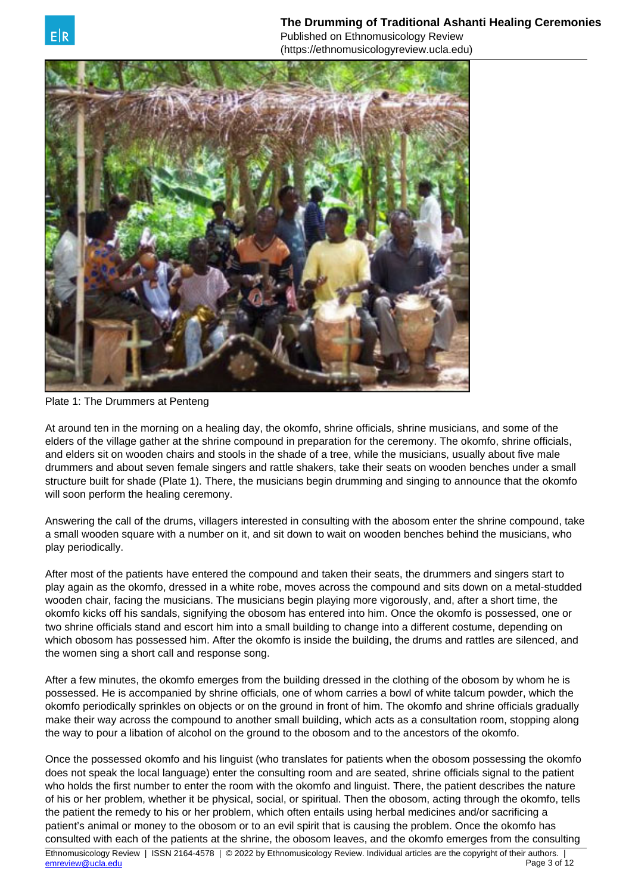Plate 1: The Drummers at Penteng

At around ten in the morning on a healing day, the okomfo, shrine officials, shrine musicians, and some of the elders of the village gather at the shrine compound in preparation for the ceremony. The okomfo, shrine officials, and elders sit on wooden chairs and stools in the shade of a tree, while the musicians, usually about five male drummers and about seven female singers and rattle shakers, take their seats on wooden benches under a small structure built for shade (Plate 1). There, the musicians begin drumming and singing to announce that the okomfo will soon perform the healing ceremony.

Answering the call of the drums, villagers interested in consulting with the abosom enter the shrine compound, take a small wooden square with a number on it, and sit down to wait on wooden benches behind the musicians, who play periodically.

After most of the patients have entered the compound and taken their seats, the drummers and singers start to play again as the okomfo, dressed in a white robe, moves across the compound and sits down on a metal-studded wooden chair, facing the musicians. The musicians begin playing more vigorously, and, after a short time, the okomfo kicks off his sandals, signifying the obosom has entered into him. Once the okomfo is possessed, one or two shrine officials stand and escort him into a small building to change into a different costume, depending on which obosom has possessed him. After the okomfo is inside the building, the drums and rattles are silenced, and the women sing a short call and response song.

After a few minutes, the okomfo emerges from the building dressed in the clothing of the obosom by whom he is possessed. He is accompanied by shrine officials, one of whom carries a bowl of white talcum powder, which the okomfo periodically sprinkles on objects or on the ground in front of him. The okomfo and shrine officials gradually make their way across the compound to another small building, which acts as a consultation room, stopping along the way to pour a libation of alcohol on the ground to the obosom and to the ancestors of the okomfo.

Once the possessed okomfo and his linguist (who translates for patients when the obosom possessing the okomfo does not speak the local language) enter the consulting room and are seated, shrine officials signal to the patient who holds the first number to enter the room with the okomfo and linguist. There, the patient describes the nature of his or her problem, whether it be physical, social, or spiritual. Then the obosom, acting through the okomfo, tells the patient the remedy to his or her problem, which often entails using herbal medicines and/or sacrificing a patient's animal or money to the obosom or to an evil spirit that is causing the problem. Once the okomfo has consulted with each of the patients at the shrine, the obosom leaves, and the okomfo emerges from the consulting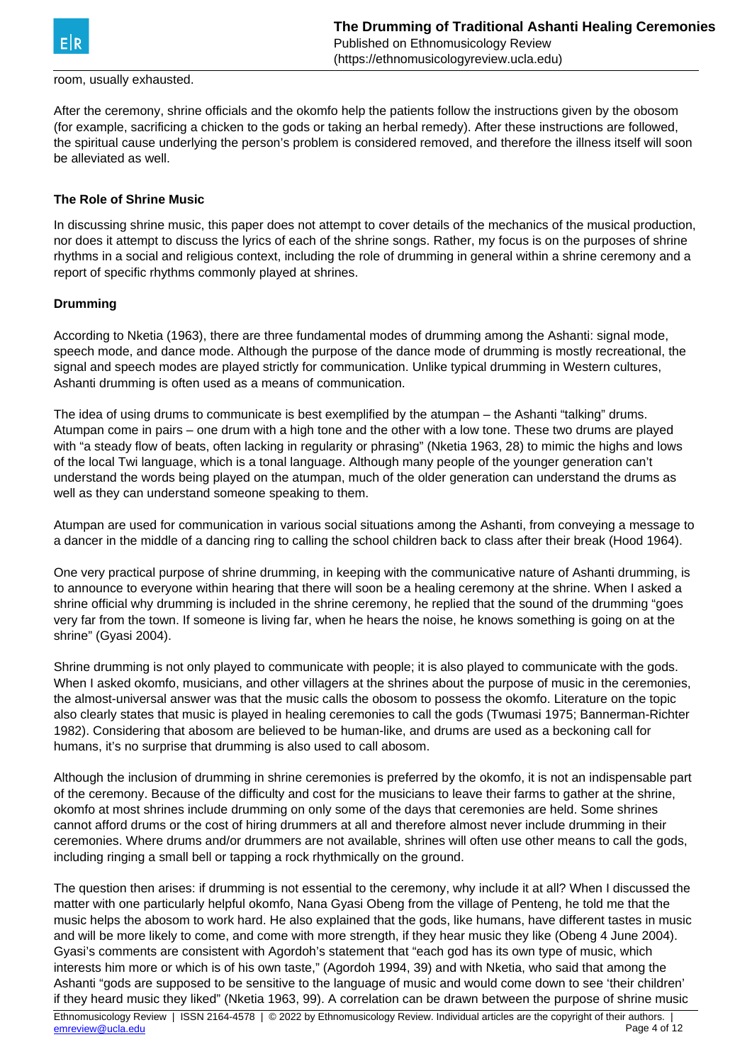room, usually exhausted.

After the ceremony, shrine officials and the okomfo help the patients follow the instructions given by the obosom (for example, sacrificing a chicken to the gods or taking an herbal remedy). After these instructions are followed, the spiritual cause underlying the person's problem is considered removed, and therefore the illness itself will soon be alleviated as well.

### The Role of Shrine Music

In discussing shrine music, this paper does not attempt to cover details of the mechanics of the musical production, nor does it attempt to discuss the lyrics of each of the shrine songs. Rather, my focus is on the purposes of shrine rhythms in a social and religious context, including the role of drumming in general within a shrine ceremony and a report of specific rhythms commonly played at shrines.

### Drumming

According to Nketia (1963), there are three fundamental modes of drumming among the Ashanti: signal mode, speech mode, and dance mode. Although the purpose of the dance mode of drumming is mostly recreational, the signal and speech modes are played strictly for communication. Unlike typical drumming in Western cultures, Ashanti drumming is often used as a means of communication.

The idea of using drums to communicate is best exemplified by the atumpan – the Ashanti "talking" drums. Atumpan come in pairs – one drum with a high tone and the other with a low tone. These two drums are played with "a steady flow of beats, often lacking in regularity or phrasing" (Nketia 1963, 28) to mimic the highs and lows of the local Twi language, which is a tonal language. Although many people of the younger generation can't understand the words being played on the atumpan, much of the older generation can understand the drums as well as they can understand someone speaking to them.

Atumpan are used for communication in various social situations among the Ashanti, from conveying a message to a dancer in the middle of a dancing ring to calling the school children back to class after their break (Hood 1964).

One very practical purpose of shrine drumming, in keeping with the communicative nature of Ashanti drumming, is to announce to everyone within hearing that there will soon be a healing ceremony at the shrine. When I asked a shrine official why drumming is included in the shrine ceremony, he replied that the sound of the drumming "goes very far from the town. If someone is living far, when he hears the noise, he knows something is going on at the shrine" (Gyasi 2004).

Shrine drumming is not only played to communicate with people; it is also played to communicate with the gods. When I asked okomfo, musicians, and other villagers at the shrines about the purpose of music in the ceremonies, the almost-universal answer was that the music calls the obosom to possess the okomfo. Literature on the topic also clearly states that music is played in healing ceremonies to call the gods (Twumasi 1975; Bannerman-Richter 1982). Considering that abosom are believed to be human-like, and drums are used as a beckoning call for humans, it's no surprise that drumming is also used to call abosom.

Although the inclusion of drumming in shrine ceremonies is preferred by the okomfo, it is not an indispensable part of the ceremony. Because of the difficulty and cost for the musicians to leave their farms to gather at the shrine, okomfo at most shrines include drumming on only some of the days that ceremonies are held. Some shrines cannot afford drums or the cost of hiring drummers at all and therefore almost never include drumming in their ceremonies. Where drums and/or drummers are not available, shrines will often use other means to call the gods, including ringing a small bell or tapping a rock rhythmically on the ground.

The question then arises: if drumming is not essential to the ceremony, why include it at all? When I discussed the matter with one particularly helpful okomfo, Nana Gyasi Obeng from the village of Penteng, he told me that the music helps the abosom to work hard. He also explained that the gods, like humans, have different tastes in music and will be more likely to come, and come with more strength, if they hear music they like (Obeng 4 June 2004). Gyasi's comments are consistent with Agordoh's statement that "each god has its own type of music, which interests him more or which is of his own taste," (Agordoh 1994, 39) and with Nketia, who said that among the Ashanti "gods are supposed to be sensitive to the language of music and would come down to see 'their children' if they heard music they liked" (Nketia 1963, 99). A correlation can be drawn between the purpose of shrine music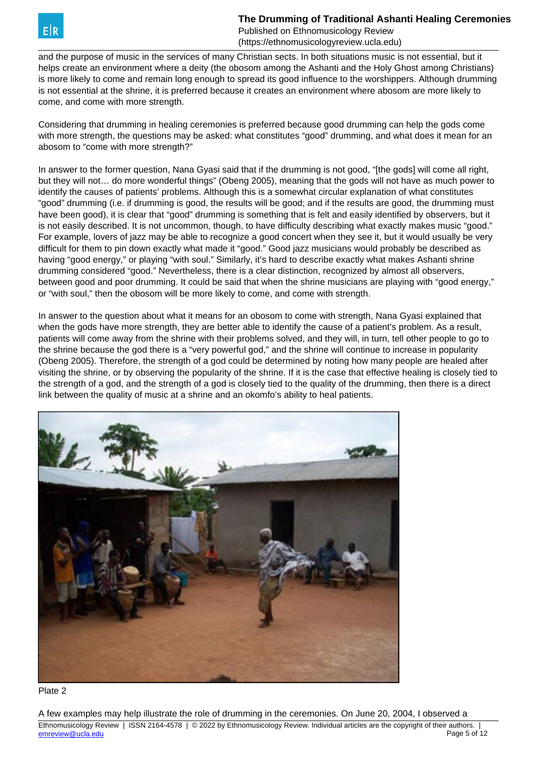and the purpose of music in the services of many Christian sects. In both situations music is not essential, but it helps create an environment where a deity (the obosom among the Ashanti and the Holy Ghost among Christians) is more likely to come and remain long enough to spread its good influence to the worshippers. Although drumming is not essential at the shrine, it is preferred because it creates an environment where abosom are more likely to come, and come with more strength.

Considering that drumming in healing ceremonies is preferred because good drumming can help the gods come with more strength, the questions may be asked: what constitutes "good" drumming, and what does it mean for an abosom to "come with more strength?"

In answer to the former question, Nana Gyasi said that if the drumming is not good, "[the gods] will come all right, but they will not… do more wonderful things" (Obeng 2005), meaning that the gods will not have as much power to identify the causes of patients' problems. Although this is a somewhat circular explanation of what constitutes "good" drumming (i.e. if drumming is good, the results will be good; and if the results are good, the drumming must have been good), it is clear that "good" drumming is something that is felt and easily identified by observers, but it is not easily described. It is not uncommon, though, to have difficulty describing what exactly makes music "good." For example, lovers of jazz may be able to recognize a good concert when they see it, but it would usually be very difficult for them to pin down exactly what made it "good." Good jazz musicians would probably be described as having "good energy," or playing "with soul." Similarly, it's hard to describe exactly what makes Ashanti shrine drumming considered "good." Nevertheless, there is a clear distinction, recognized by almost all observers, between good and poor drumming. It could be said that when the shrine musicians are playing with "good energy," or "with soul," then the obosom will be more likely to come, and come with strength.

In answer to the question about what it means for an obosom to come with strength, Nana Gyasi explained that when the gods have more strength, they are better able to identify the cause of a patient's problem. As a result, patients will come away from the shrine with their problems solved, and they will, in turn, tell other people to go to the shrine because the god there is a "very powerful god," and the shrine will continue to increase in popularity (Obeng 2005). Therefore, the strength of a god could be determined by noting how many people are healed after visiting the shrine, or by observing the popularity of the shrine. If it is the case that effective healing is closely tied to the strength of a god, and the strength of a god is closely tied to the quality of the drumming, then there is a direct link between the quality of music at a shrine and an okomfo's ability to heal patients.

Plate 2

A few examples may help illustrate the role of drumming in the ceremonies. On June 20, 2004, I observed a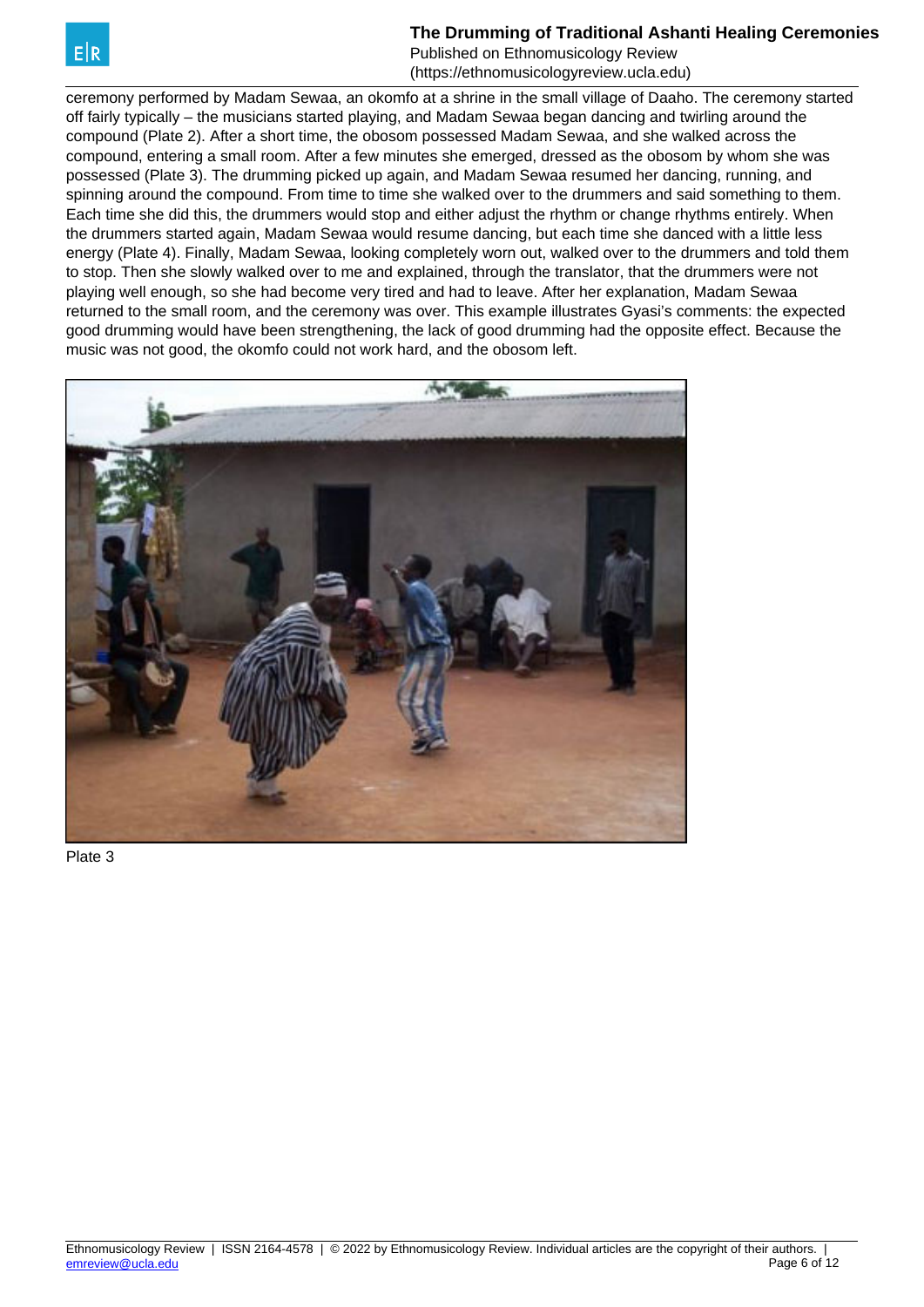ceremony performed by Madam Sewaa, an okomfo at a shrine in the small village of Daaho. The ceremony started off fairly typically – the musicians started playing, and Madam Sewaa began dancing and twirling around the compound (Plate 2). After a short time, the obosom possessed Madam Sewaa, and she walked across the compound, entering a small room. After a few minutes she emerged, dressed as the obosom by whom she was possessed (Plate 3). The drumming picked up again, and Madam Sewaa resumed her dancing, running, and spinning around the compound. From time to time she walked over to the drummers and said something to them. Each time she did this, the drummers would stop and either adjust the rhythm or change rhythms entirely. When the drummers started again, Madam Sewaa would resume dancing, but each time she danced with a little less energy (Plate 4). Finally, Madam Sewaa, looking completely worn out, walked over to the drummers and told them to stop. Then she slowly walked over to me and explained, through the translator, that the drummers were not playing well enough, so she had become very tired and had to leave. After her explanation, Madam Sewaa returned to the small room, and the ceremony was over. This example illustrates Gyasi's comments: the expected good drumming would have been strengthening, the lack of good drumming had the opposite effect. Because the music was not good, the okomfo could not work hard, and the obosom left.

Plate 3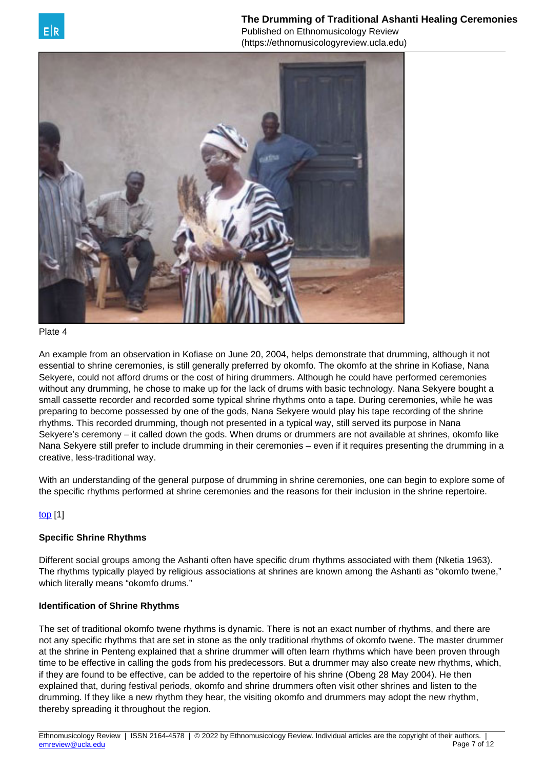Plate 4

An example from an observation in Kofiase on June 20, 2004, helps demonstrate that drumming, although it not essential to shrine ceremonies, is still generally preferred by okomfo. The okomfo at the shrine in Kofiase, Nana Sekyere, could not afford drums or the cost of hiring drummers. Although he could have performed ceremonies without any drumming, he chose to make up for the lack of drums with basic technology. Nana Sekyere bought a small cassette recorder and recorded some typical shrine rhythms onto a tape. During ceremonies, while he was preparing to become possessed by one of the gods, Nana Sekyere would play his tape recording of the shrine rhythms. This recorded drumming, though not presented in a typical way, still served its purpose in Nana Sekyere's ceremony – it called down the gods. When drums or drummers are not available at shrines, okomfo like Nana Sekyere still prefer to include drumming in their ceremonies – even if it requires presenting the drumming in a creative, less-traditional way.

With an understanding of the general purpose of drumming in shrine ceremonies, one can begin to explore some of the specific rhythms performed at shrine ceremonies and the reasons for their inclusion in the shrine repertoire.

top [1]

**Specific Shrine Rhythms**

Different social groups among the Ashanti often have specific drum rhythms associated with them (Nketia 1963). The rhythms typically played by religious associations at shrines are known among the Ashanti as "okomfo twene," which literally means "okomfo drums."

**Identification of Shrine Rhythms**

The set of traditional okomfo twene rhythms is dynamic. There is not an exact number of rhythms, and there are not any specific rhythms that are set in stone as the only traditional rhythms of okomfo twene. The master drummer at the shrine in Penteng explained that a shrine drummer will often learn rhythms which have been proven through time to be effective in calling the gods from his predecessors. But a drummer may also create new rhythms, which, if they are found to be effective, can be added to the repertoire of his shrine (Obeng 28 May 2004). He then explained that, during festival periods, okomfo and shrine drummers often visit other shrines and listen to the drumming. If they like a new rhythm they hear, the visiting okomfo and drummers may adopt the new rhythm, thereby spreading it throughout the region.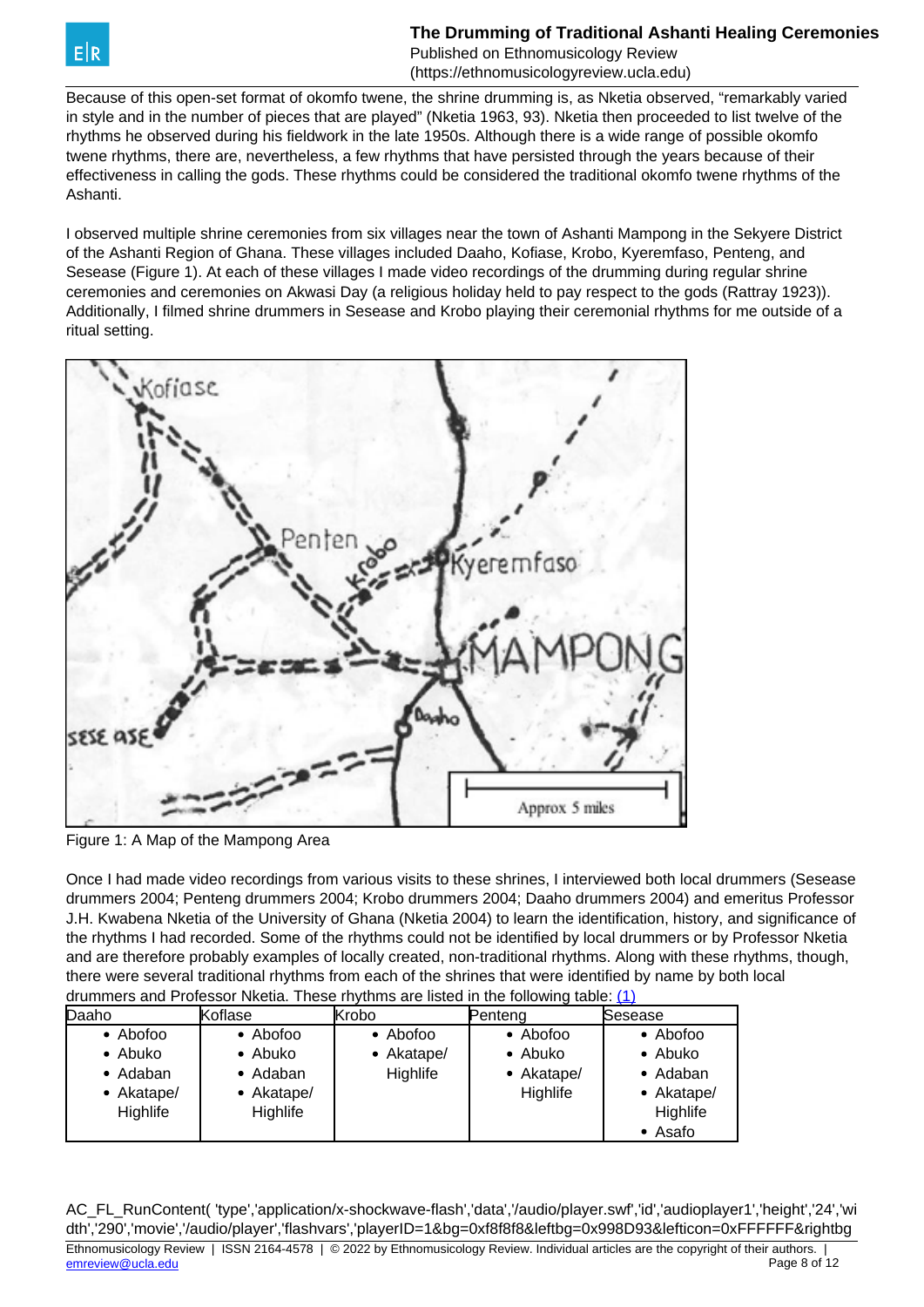Because of this open-set format of okomfo twene, the shrine drumming is, as Nketia observed, "remarkably varied in style and in the number of pieces that are played" (Nketia 1963, 93). Nketia then proceeded to list twelve of the rhythms he observed during his fieldwork in the late 1950s. Although there is a wide range of possible okomfo twene rhythms, there are, nevertheless, a few rhythms that have persisted through the years because of their effectiveness in calling the gods. These rhythms could be considered the traditional okomfo twene rhythms of the Ashanti.

I observed multiple shrine ceremonies from six villages near the town of Ashanti Mampong in the Sekyere District of the Ashanti Region of Ghana. These villages included Daaho, Kofiase, Krobo, Kyeremfaso, Penteng, and Sesease (Figure 1). At each of these villages I made video recordings of the drumming during regular shrine ceremonies and ceremonies on Akwasi Day (a religious holiday held to pay respect to the gods (Rattray 1923)). Additionally, I filmed shrine drummers in Sesease and Krobo playing their ceremonial rhythms for me outside of a ritual setting.

Figure 1: A Map of the Mampong Area

Once I had made video recordings from various visits to these shrines, I interviewed both local drummers (Sesease drummers 2004; Penteng drummers 2004; Krobo drummers 2004; Daaho drummers 2004) and emeritus Professor J.H. Kwabena Nketia of the University of Ghana (Nketia 2004) to learn the identification, history, and significance of the rhythms I had recorded. Some of the rhythms could not be identified by local drummers or by Professor Nketia and are therefore probably examples of locally created, non-traditional rhythms. Along with these rhythms, though, there were several traditional rhythms from each of the shrines that were identified by name by both local drummers and Professor Nketia. These rhythms are listed in the following table: (1)

| Daaho | Koflase | Krobo | Penteng | Sesease |
|---|---|---|---|---|
| • Abofoo<br>• Abuko<br>• Adaban<br>• Akatape/ Highlife | • Abofoo<br>• Abuko<br>• Adaban<br>• Akatape/ Highlife | • Abofoo<br>• Akatape/ Highlife | • Abofoo<br>• Abuko<br>• Akatape/ Highlife | • Abofoo<br>• Abuko<br>• Adaban<br>• Akatape/ Highlife<br>• Asafo |

AC_FL_RunContent( 'type','application/x-shockwave-flash','data','/audio/player.swf','id','audioplayer1','height','24','width','290','movie','/audio/player','flashvars','playerID=1&bg=0xf8f8f8&leftbg=0x998D93&lefticon=0xFFFFFF&rightbg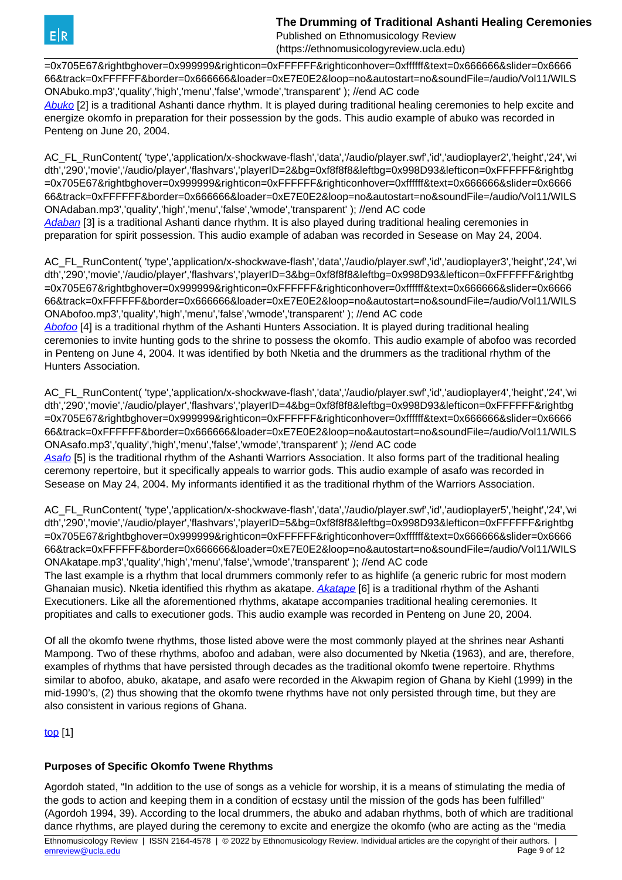=0x705E67&rightbghover=0x999999&righticon=0xFFFFFF&righticonhover=0xffffff&text=0x666666&slider=0x666666&track=0xFFFFFF&border=0x666666&loader=0xE7E0E2&loop=no&autostart=no&soundFile=/audio/Vol11/WILSONAbuko.mp3','quality','high','menu','false','wmode','transparent' ); //end AC code

*Abuko* [2] is a traditional Ashanti dance rhythm. It is played during traditional healing ceremonies to help excite and energize okomfo in preparation for their possession by the gods. This audio example of abuko was recorded in Penteng on June 20, 2004.

AC_FL_RunContent( 'type','application/x-shockwave-flash','data','/audio/player.swf','id','audioplayer2','height','24','width','290','movie','/audio/player','flashvars','playerID=2&bg=0xf8f8f8&leftbg=0x998D93&lefticon=0xFFFFFF&rightbg=0x705E67&rightbghover=0x999999&righticon=0xFFFFFF&righticonhover=0xffffff&text=0x666666&slider=0x666666&track=0xFFFFFF&border=0x666666&loader=0xE7E0E2&loop=no&autostart=no&soundFile=/audio/Vol11/WILSONAdaban.mp3','quality','high','menu','false','wmode','transparent' ); //end AC code

*Adaban* [3] is a traditional Ashanti dance rhythm. It is also played during traditional healing ceremonies in preparation for spirit possession. This audio example of adaban was recorded in Sesease on May 24, 2004.

AC_FL_RunContent( 'type','application/x-shockwave-flash','data','/audio/player.swf','id','audioplayer3','height','24','width','290','movie','/audio/player','flashvars','playerID=3&bg=0xf8f8f8&leftbg=0x998D93&lefticon=0xFFFFFF&rightbg=0x705E67&rightbghover=0x999999&righticon=0xFFFFFF&righticonhover=0xffffff&text=0x666666&slider=0x666666&track=0xFFFFFF&border=0x666666&loader=0xE7E0E2&loop=no&autostart=no&soundFile=/audio/Vol11/WILSONAbofoo.mp3','quality','high','menu','false','wmode','transparent' ); //end AC code

*Abofoo* [4] is a traditional rhythm of the Ashanti Hunters Association. It is played during traditional healing ceremonies to invite hunting gods to the shrine to possess the okomfo. This audio example of abofoo was recorded in Penteng on June 4, 2004. It was identified by both Nketia and the drummers as the traditional rhythm of the Hunters Association.

AC_FL_RunContent( 'type','application/x-shockwave-flash','data','/audio/player.swf','id','audioplayer4','height','24','width','290','movie','/audio/player','flashvars','playerID=4&bg=0xf8f8f8&leftbg=0x998D93&lefticon=0xFFFFFF&rightbg=0x705E67&rightbghover=0x999999&righticon=0xFFFFFF&righticonhover=0xffffff&text=0x666666&slider=0x666666&track=0xFFFFFF&border=0x666666&loader=0xE7E0E2&loop=no&autostart=no&soundFile=/audio/Vol11/WILSONAsafo.mp3','quality','high','menu','false','wmode','transparent' ); //end AC code

*Asafo* [5] is the traditional rhythm of the Ashanti Warriors Association. It also forms part of the traditional healing ceremony repertoire, but it specifically appeals to warrior gods. This audio example of asafo was recorded in Sesease on May 24, 2004. My informants identified it as the traditional rhythm of the Warriors Association.

AC_FL_RunContent( 'type','application/x-shockwave-flash','data','/audio/player.swf','id','audioplayer5','height','24','width','290','movie','/audio/player','flashvars','playerID=5&bg=0xf8f8f8&leftbg=0x998D93&lefticon=0xFFFFFF&rightbg=0x705E67&rightbghover=0x999999&righticon=0xFFFFFF&righticonhover=0xffffff&text=0x666666&slider=0x666666&track=0xFFFFFF&border=0x666666&loader=0xE7E0E2&loop=no&autostart=no&soundFile=/audio/Vol11/WILSONAkatape.mp3','quality','high','menu','false','wmode','transparent' ); //end AC code

The last example is a rhythm that local drummers commonly refer to as highlife (a generic rubric for most modern Ghanaian music). Nketia identified this rhythm as akatape. *Akatape* [6] is a traditional rhythm of the Ashanti Executioners. Like all the aforementioned rhythms, akatape accompanies traditional healing ceremonies. It propitiates and calls to executioner gods. This audio example was recorded in Penteng on June 20, 2004.

Of all the okomfo twene rhythms, those listed above were the most commonly played at the shrines near Ashanti Mampong. Two of these rhythms, abofoo and adaban, were also documented by Nketia (1963), and are, therefore, examples of rhythms that have persisted through decades as the traditional okomfo twene repertoire. Rhythms similar to abofoo, abuko, akatape, and asafo were recorded in the Akwapim region of Ghana by Kiehl (1999) in the mid-1990's, (2) thus showing that the okomfo twene rhythms have not only persisted through time, but they are also consistent in various regions of Ghana.

top [1]

### Purposes of Specific Okomfo Twene Rhythms

Agordoh stated, "In addition to the use of songs as a vehicle for worship, it is a means of stimulating the media of the gods to action and keeping them in a condition of ecstasy until the mission of the gods has been fulfilled" (Agordoh 1994, 39). According to the local drummers, the abuko and adaban rhythms, both of which are traditional dance rhythms, are played during the ceremony to excite and energize the okomfo (who are acting as the "media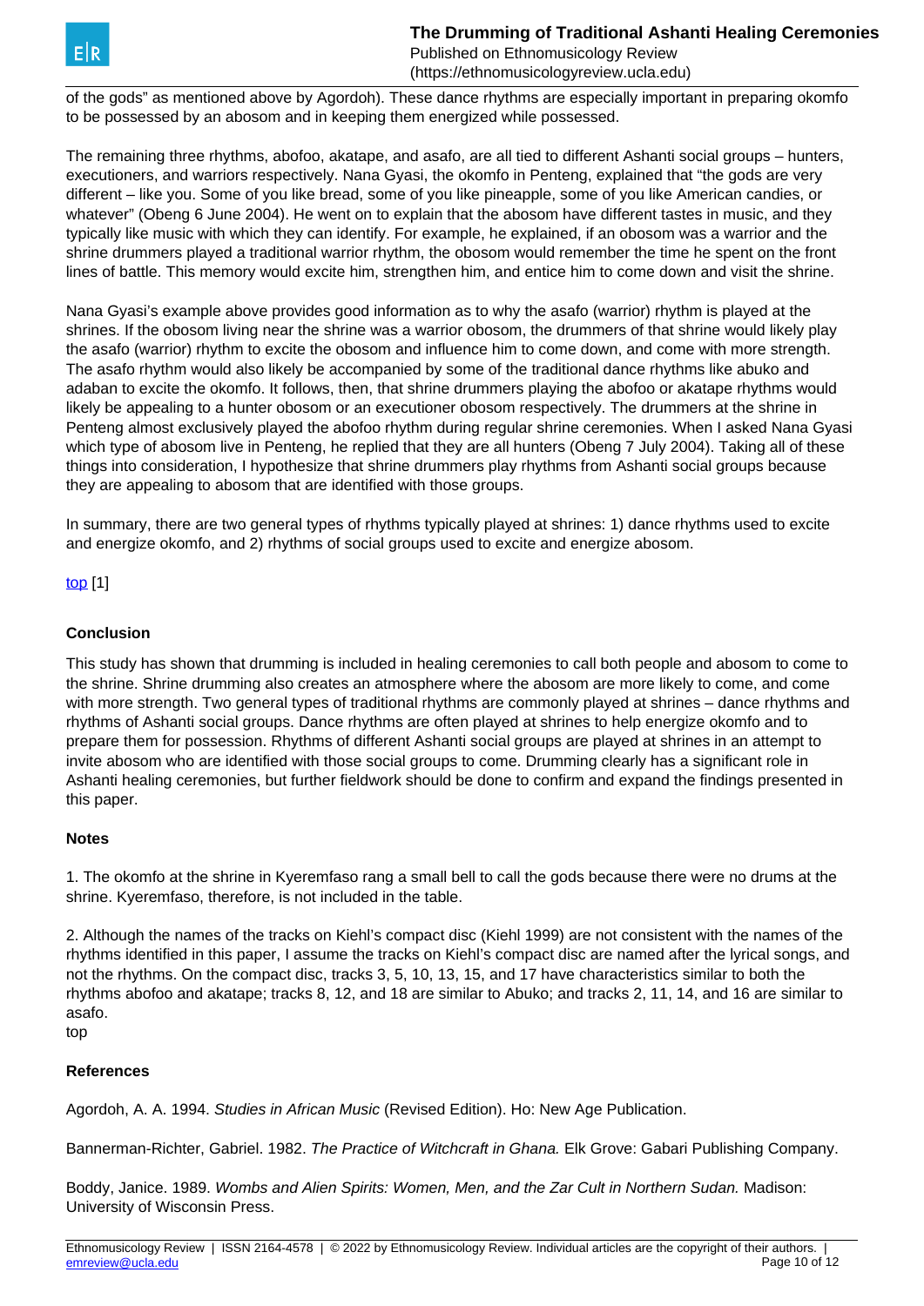of the gods" as mentioned above by Agordoh). These dance rhythms are especially important in preparing okomfo to be possessed by an abosom and in keeping them energized while possessed.

The remaining three rhythms, abofoo, akatape, and asafo, are all tied to different Ashanti social groups – hunters, executioners, and warriors respectively. Nana Gyasi, the okomfo in Penteng, explained that "the gods are very different – like you. Some of you like bread, some of you like pineapple, some of you like American candies, or whatever" (Obeng 6 June 2004). He went on to explain that the abosom have different tastes in music, and they typically like music with which they can identify. For example, he explained, if an obosom was a warrior and the shrine drummers played a traditional warrior rhythm, the obosom would remember the time he spent on the front lines of battle. This memory would excite him, strengthen him, and entice him to come down and visit the shrine.

Nana Gyasi's example above provides good information as to why the asafo (warrior) rhythm is played at the shrines. If the obosom living near the shrine was a warrior obosom, the drummers of that shrine would likely play the asafo (warrior) rhythm to excite the obosom and influence him to come down, and come with more strength. The asafo rhythm would also likely be accompanied by some of the traditional dance rhythms like abuko and adaban to excite the okomfo. It follows, then, that shrine drummers playing the abofoo or akatape rhythms would likely be appealing to a hunter obosom or an executioner obosom respectively. The drummers at the shrine in Penteng almost exclusively played the abofoo rhythm during regular shrine ceremonies. When I asked Nana Gyasi which type of abosom live in Penteng, he replied that they are all hunters (Obeng 7 July 2004). Taking all of these things into consideration, I hypothesize that shrine drummers play rhythms from Ashanti social groups because they are appealing to abosom that are identified with those groups.

In summary, there are two general types of rhythms typically played at shrines: 1) dance rhythms used to excite and energize okomfo, and 2) rhythms of social groups used to excite and energize abosom.

top [1]

### Conclusion

This study has shown that drumming is included in healing ceremonies to call both people and abosom to come to the shrine. Shrine drumming also creates an atmosphere where the abosom are more likely to come, and come with more strength. Two general types of traditional rhythms are commonly played at shrines – dance rhythms and rhythms of Ashanti social groups. Dance rhythms are often played at shrines to help energize okomfo and to prepare them for possession. Rhythms of different Ashanti social groups are played at shrines in an attempt to invite abosom who are identified with those social groups to come. Drumming clearly has a significant role in Ashanti healing ceremonies, but further fieldwork should be done to confirm and expand the findings presented in this paper.

### Notes

1. The okomfo at the shrine in Kyeremfaso rang a small bell to call the gods because there were no drums at the shrine. Kyeremfaso, therefore, is not included in the table.

2. Although the names of the tracks on Kiehl's compact disc (Kiehl 1999) are not consistent with the names of the rhythms identified in this paper, I assume the tracks on Kiehl's compact disc are named after the lyrical songs, and not the rhythms. On the compact disc, tracks 3, 5, 10, 13, 15, and 17 have characteristics similar to both the rhythms abofoo and akatape; tracks 8, 12, and 18 are similar to Abuko; and tracks 2, 11, 14, and 16 are similar to asafo.

top

### References

Agordoh, A. A. 1994. *Studies in African Music* (Revised Edition). Ho: New Age Publication.

Bannerman-Richter, Gabriel. 1982. *The Practice of Witchcraft in Ghana.* Elk Grove: Gabari Publishing Company.

Boddy, Janice. 1989. *Wombs and Alien Spirits: Women, Men, and the Zar Cult in Northern Sudan.* Madison: University of Wisconsin Press.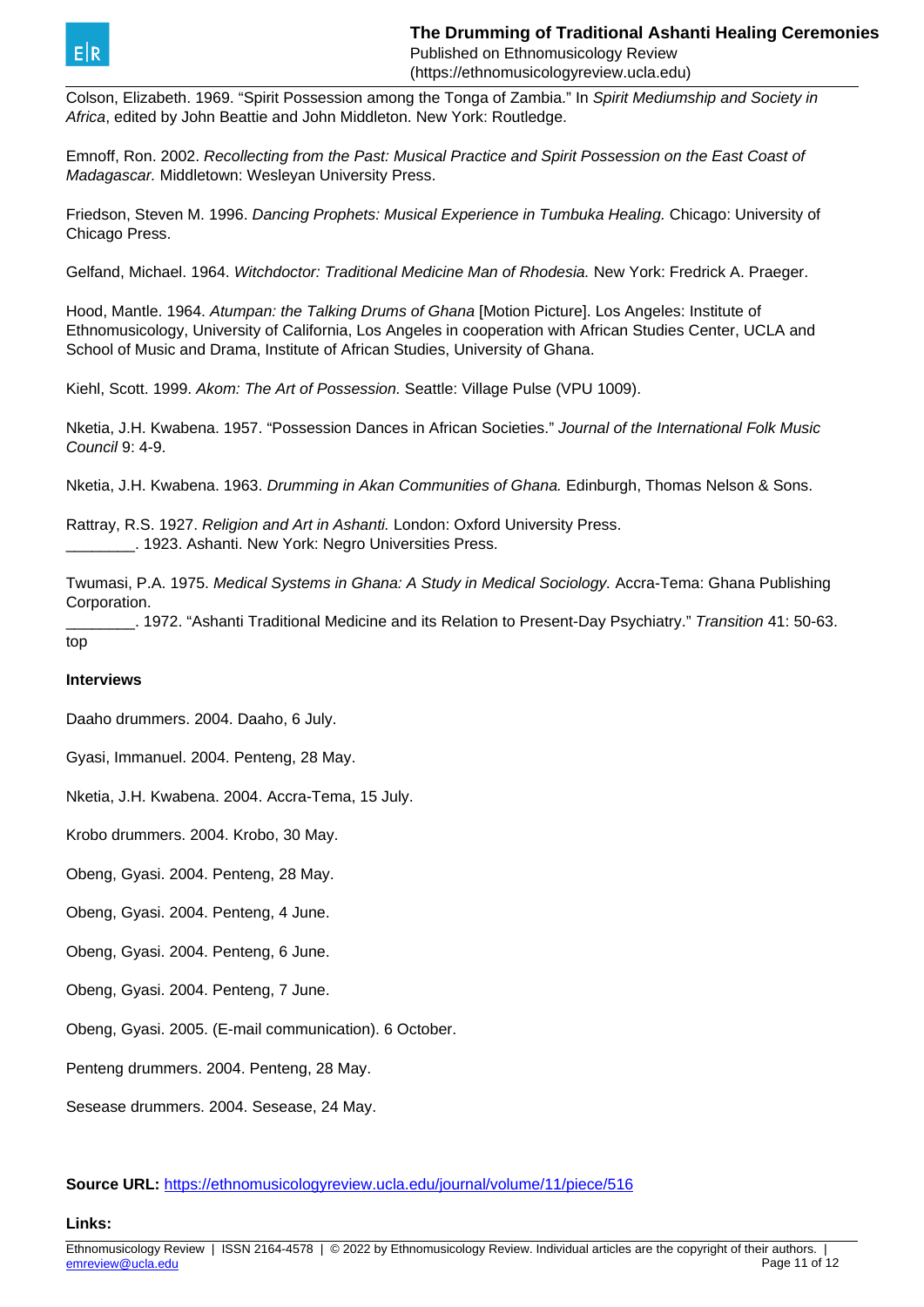Colson, Elizabeth. 1969. “Spirit Possession among the Tonga of Zambia.” In *Spirit Mediumship and Society in Africa*, edited by John Beattie and John Middleton. New York: Routledge.

Emnoff, Ron. 2002. *Recollecting from the Past: Musical Practice and Spirit Possession on the East Coast of Madagascar.* Middletown: Wesleyan University Press.

Friedson, Steven M. 1996. *Dancing Prophets: Musical Experience in Tumbuka Healing.* Chicago: University of Chicago Press.

Gelfand, Michael. 1964. *Witchdoctor: Traditional Medicine Man of Rhodesia.* New York: Fredrick A. Praeger.

Hood, Mantle. 1964. *Atumpan: the Talking Drums of Ghana* [Motion Picture]. Los Angeles: Institute of Ethnomusicology, University of California, Los Angeles in cooperation with African Studies Center, UCLA and School of Music and Drama, Institute of African Studies, University of Ghana.

Kiehl, Scott. 1999. *Akom: The Art of Possession.* Seattle: Village Pulse (VPU 1009).

Nketia, J.H. Kwabena. 1957. “Possession Dances in African Societies.” *Journal of the International Folk Music Council* 9: 4-9.

Nketia, J.H. Kwabena. 1963. *Drumming in Akan Communities of Ghana.* Edinburgh, Thomas Nelson & Sons.

Rattray, R.S. 1927. *Religion and Art in Ashanti.* London: Oxford University Press.
________. 1923. Ashanti. New York: Negro Universities Press.

Twumasi, P.A. 1975. *Medical Systems in Ghana: A Study in Medical Sociology.* Accra-Tema: Ghana Publishing Corporation.
________. 1972. “Ashanti Traditional Medicine and its Relation to Present-Day Psychiatry.” *Transition* 41: 50-63.
top

**Interviews**

Daaho drummers. 2004. Daaho, 6 July.

Gyasi, Immanuel. 2004. Penteng, 28 May.

Nketia, J.H. Kwabena. 2004. Accra-Tema, 15 July.

Krobo drummers. 2004. Krobo, 30 May.

Obeng, Gyasi. 2004. Penteng, 28 May.

Obeng, Gyasi. 2004. Penteng, 4 June.

Obeng, Gyasi. 2004. Penteng, 6 June.

Obeng, Gyasi. 2004. Penteng, 7 June.

Obeng, Gyasi. 2005. (E-mail communication). 6 October.

Penteng drummers. 2004. Penteng, 28 May.

Sesease drummers. 2004. Sesease, 24 May.

**Source URL:** https://ethnomusicologyreview.ucla.edu/journal/volume/11/piece/516

**Links:**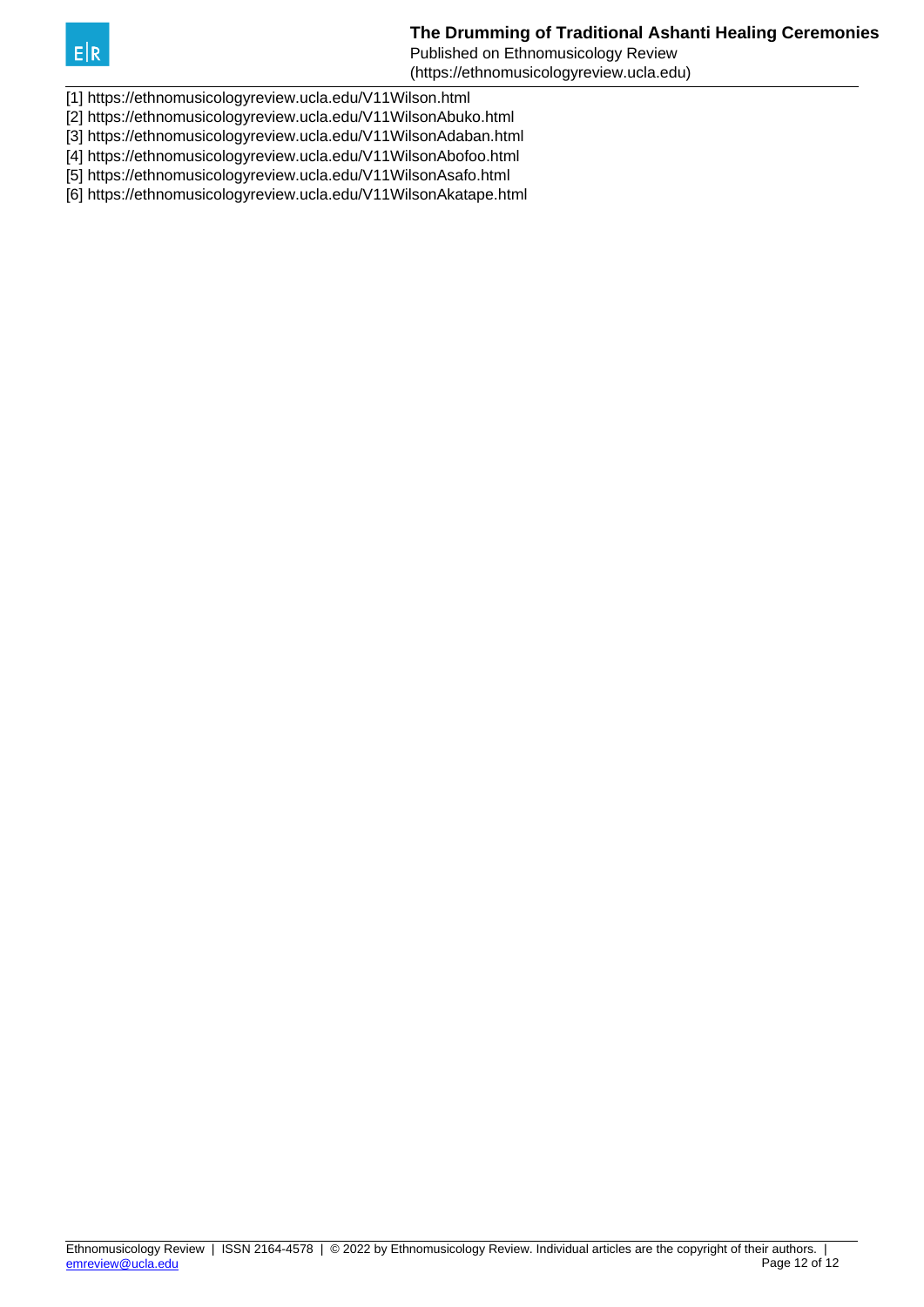[1] https://ethnomusicologyreview.ucla.edu/V11Wilson.html
[2] https://ethnomusicologyreview.ucla.edu/V11WilsonAbuko.html
[3] https://ethnomusicologyreview.ucla.edu/V11WilsonAdaban.html
[4] https://ethnomusicologyreview.ucla.edu/V11WilsonAbofoo.html
[5] https://ethnomusicologyreview.ucla.edu/V11WilsonAsafo.html
[6] https://ethnomusicologyreview.ucla.edu/V11WilsonAkatape.html